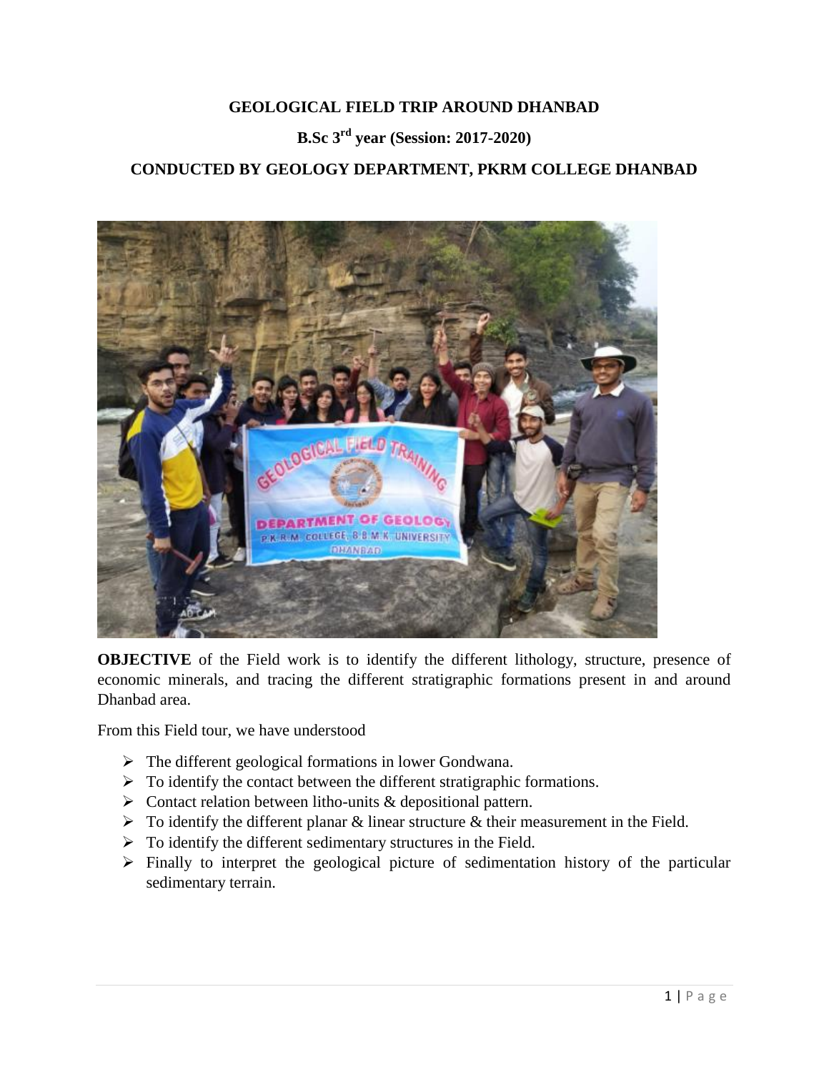**GEOLOGICAL FIELD TRIP AROUND DHANBAD**

**B.Sc 3rd year (Session: 2017-2020)**

**CONDUCTED BY GEOLOGY DEPARTMENT, PKRM COLLEGE DHANBAD**

**OBJECTIVE** of the Field work is to identify the different lithology, structure, presence of economic minerals, and tracing the different stratigraphic formations present in and around Dhanbad area.

From this Field tour, we have understood

- The different geological formations in lower Gondwana.
- To identify the contact between the different stratigraphic formations.
- Contact relation between litho-units & depositional pattern.
- To identify the different planar & linear structure & their measurement in the Field.
- To identify the different sedimentary structures in the Field.
- Finally to interpret the geological picture of sedimentation history of the particular sedimentary terrain.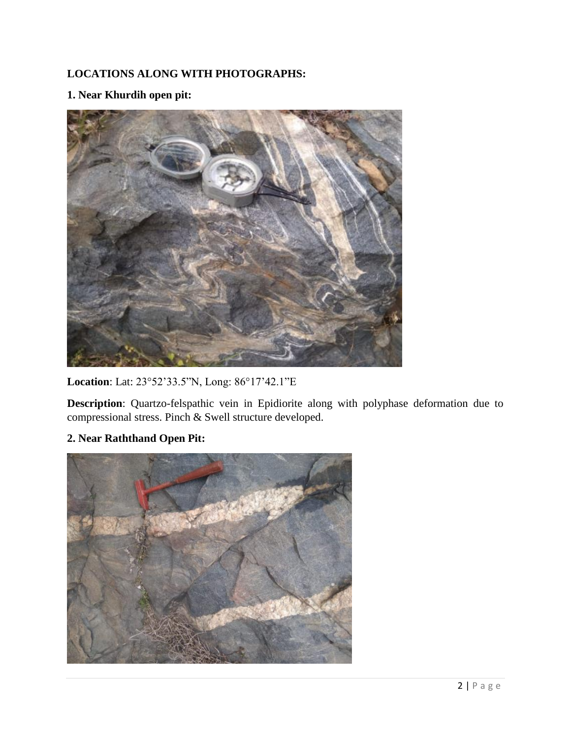**LOCATIONS ALONG WITH PHOTOGRAPHS:**

**1. Near Khurdih open pit:**

**Location**: Lat: 23°52’33.5”N, Long: 86°17’42.1”E

**Description**: Quartzo-felspathic vein in Epidiorite along with polyphase deformation due to compressional stress. Pinch & Swell structure developed.

**2. Near Raththand Open Pit:**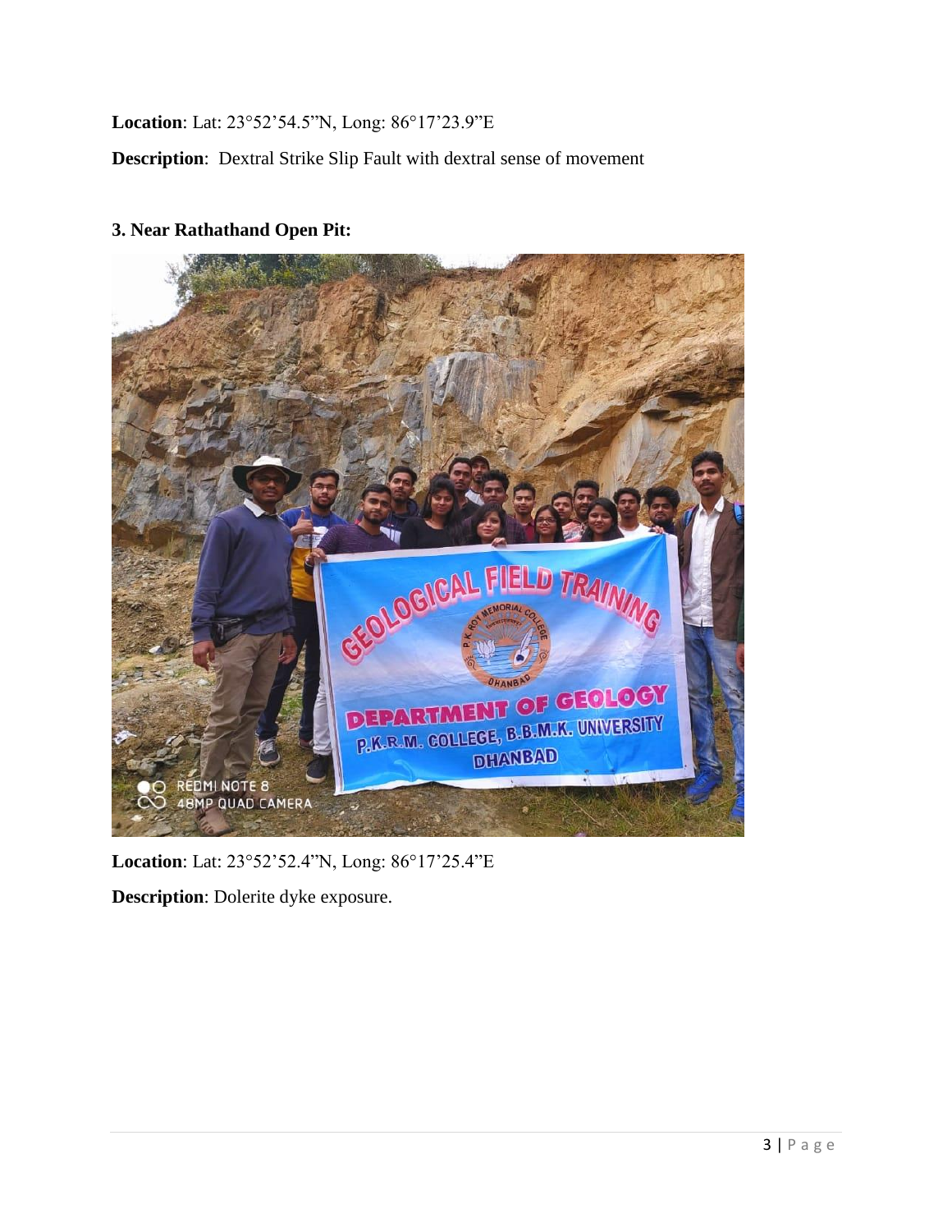**Location**: Lat: 23°52’54.5”N, Long: 86°17’23.9”E

**Description**: Dextral Strike Slip Fault with dextral sense of movement

### 3. Near Rathathand Open Pit:

**Location**: Lat: 23°52’52.4”N, Long: 86°17’25.4”E

**Description**: Dolerite dyke exposure.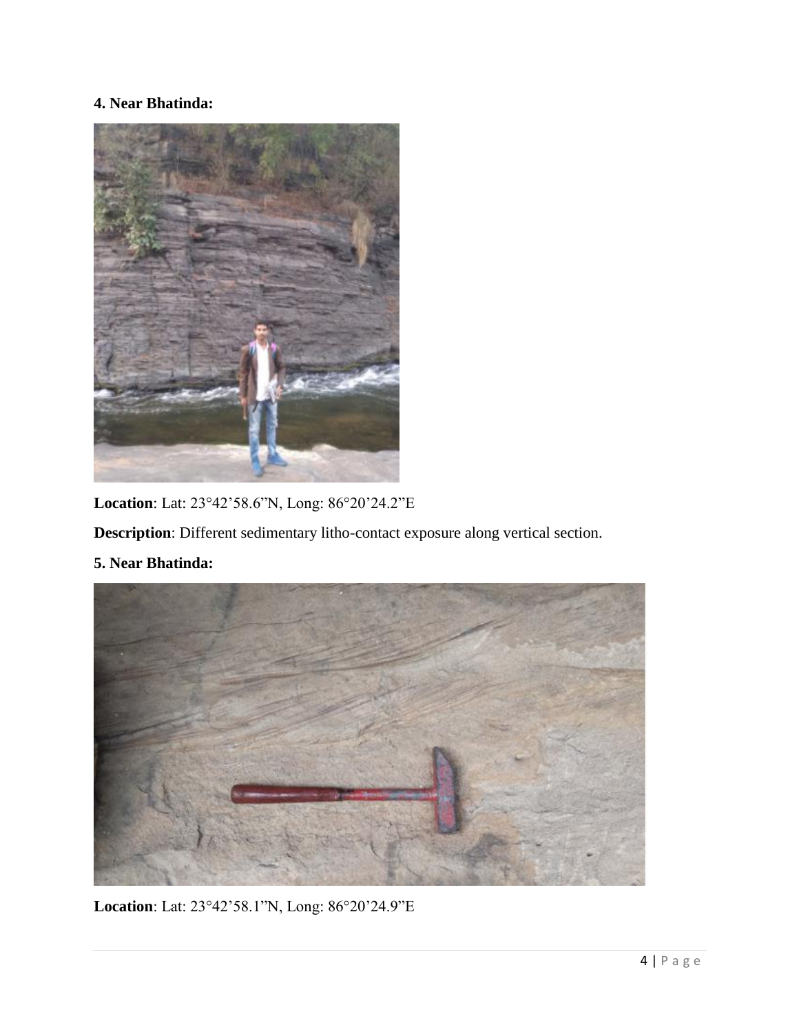**4. Near Bhatinda:**

**Location**: Lat: 23°42’58.6”N, Long: 86°20’24.2”E

**Description**: Different sedimentary litho-contact exposure along vertical section.

**5. Near Bhatinda:**

**Location**: Lat: 23°42’58.1”N, Long: 86°20’24.9”E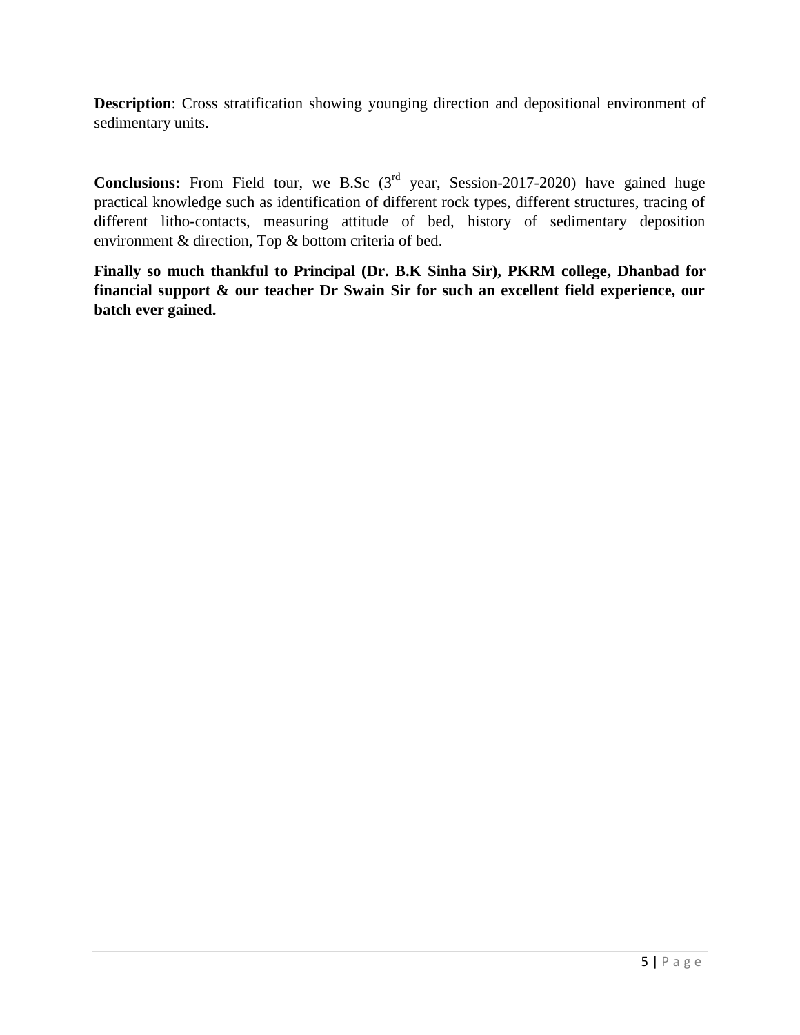**Description**: Cross stratification showing younging direction and depositional environment of sedimentary units.

**Conclusions:** From Field tour, we B.Sc (3rd year, Session-2017-2020) have gained huge practical knowledge such as identification of different rock types, different structures, tracing of different litho-contacts, measuring attitude of bed, history of sedimentary deposition environment & direction, Top & bottom criteria of bed.

**Finally so much thankful to Principal (Dr. B.K Sinha Sir), PKRM college, Dhanbad for financial support & our teacher Dr Swain Sir for such an excellent field experience, our batch ever gained.**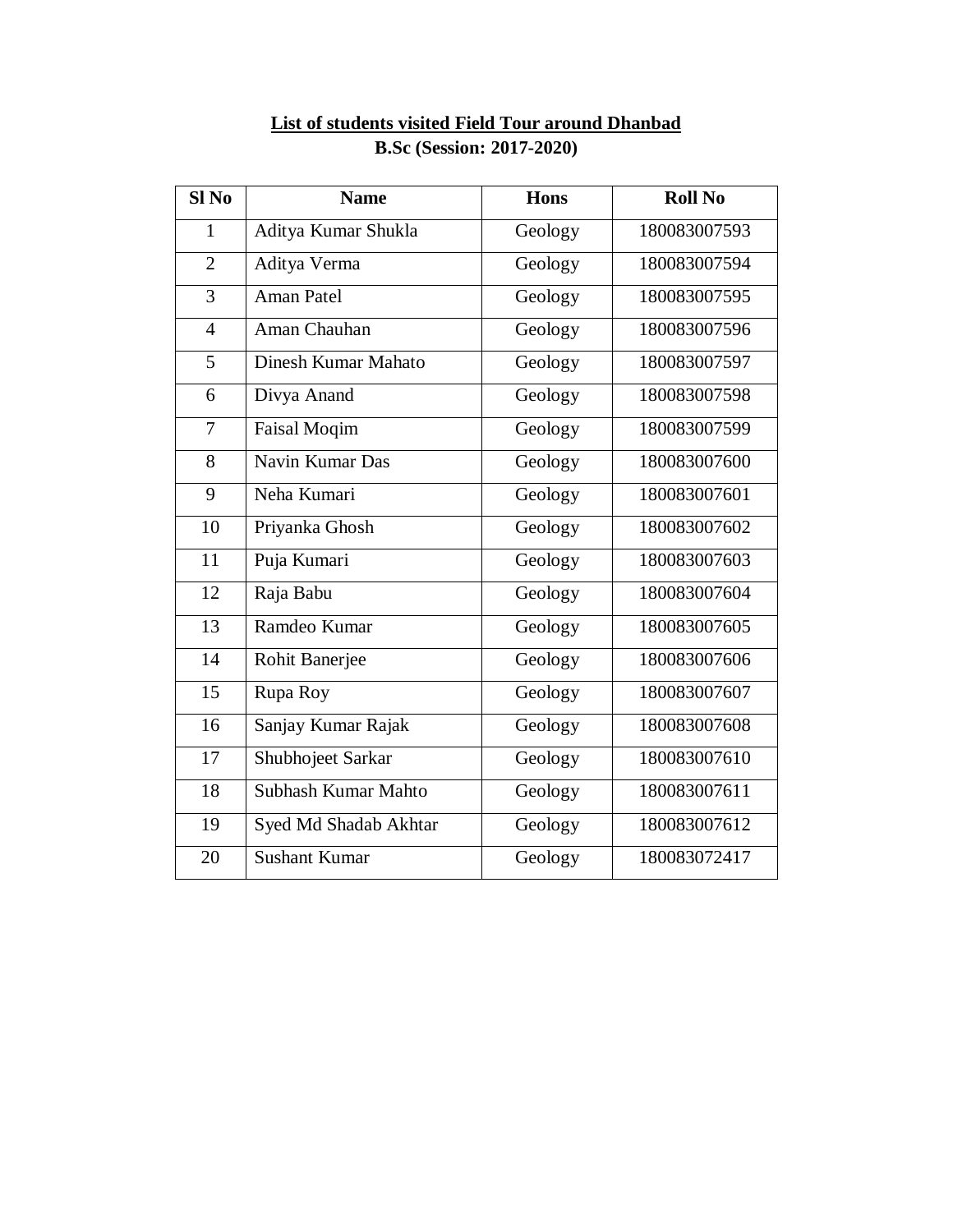**List of students visited Field Tour around Dhanbad**

**B.Sc (Session: 2017-2020)**

| Sl No | Name | Hons | Roll No |
|---|---|---|---|
| 1 | Aditya Kumar Shukla | Geology | 180083007593 |
| 2 | Aditya Verma | Geology | 180083007594 |
| 3 | Aman Patel | Geology | 180083007595 |
| 4 | Aman Chauhan | Geology | 180083007596 |
| 5 | Dinesh Kumar Mahato | Geology | 180083007597 |
| 6 | Divya Anand | Geology | 180083007598 |
| 7 | Faisal Moqim | Geology | 180083007599 |
| 8 | Navin Kumar Das | Geology | 180083007600 |
| 9 | Neha Kumari | Geology | 180083007601 |
| 10 | Priyanka Ghosh | Geology | 180083007602 |
| 11 | Puja Kumari | Geology | 180083007603 |
| 12 | Raja Babu | Geology | 180083007604 |
| 13 | Ramdeo Kumar | Geology | 180083007605 |
| 14 | Rohit Banerjee | Geology | 180083007606 |
| 15 | Rupa Roy | Geology | 180083007607 |
| 16 | Sanjay Kumar Rajak | Geology | 180083007608 |
| 17 | Shubhojeet Sarkar | Geology | 180083007610 |
| 18 | Subhash Kumar Mahto | Geology | 180083007611 |
| 19 | Syed Md Shadab Akhtar | Geology | 180083007612 |
| 20 | Sushant Kumar | Geology | 180083072417 |